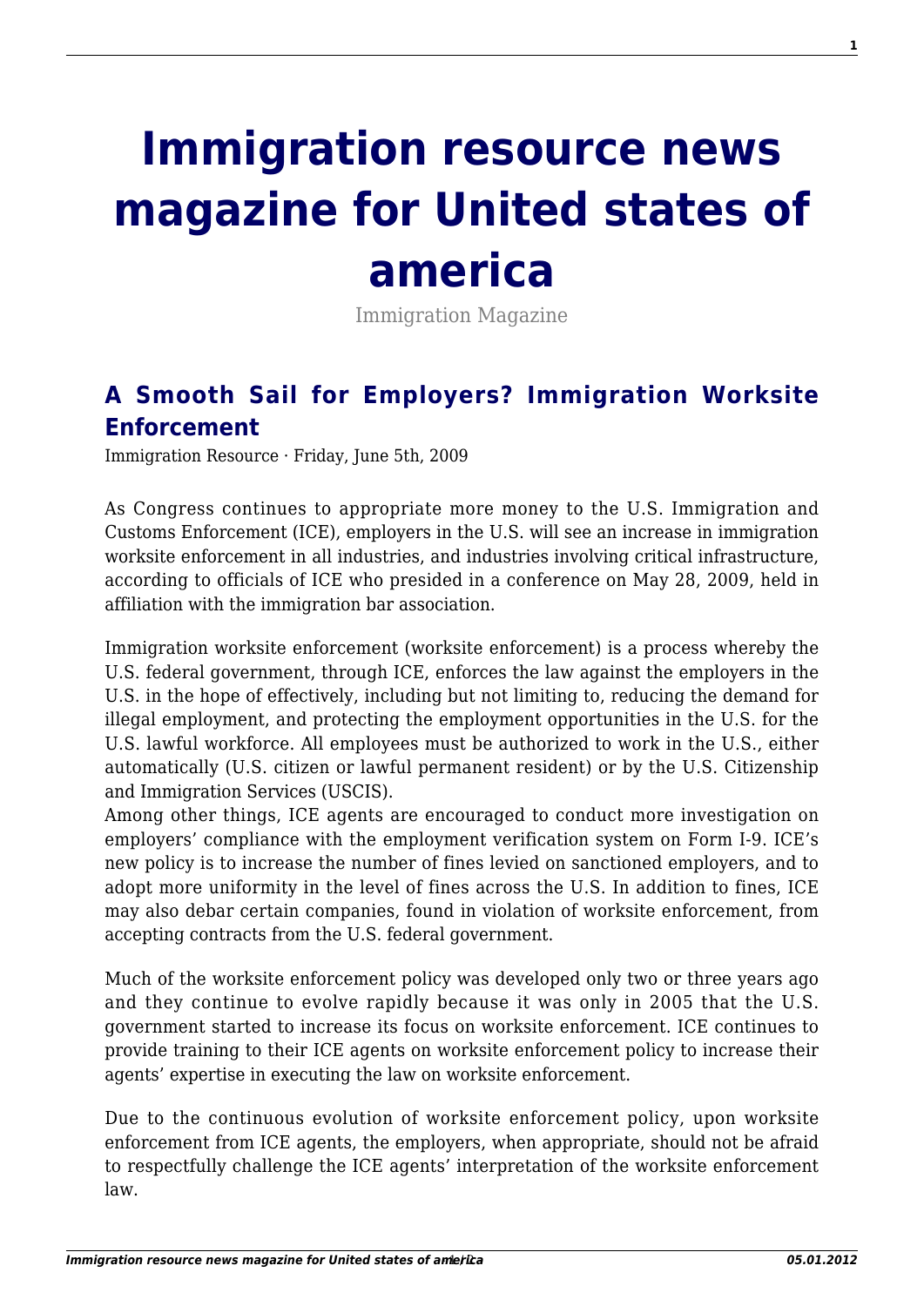# Immigration resource news magazine for United states of america

Immigration Magazine

## A Smooth Sail for Employers? Immigration Worksite Enforcement

Immigration Resource · Friday, June 5th, 2009

As Congress continues to appropriate more money to the U.S. Immigration and Customs Enforcement (ICE), employers in the U.S. will see an increase in immigration worksite enforcement in all industries, and industries involving critical infrastructure, according to officials of ICE who presided in a conference on May 28, 2009, held in affiliation with the immigration bar association.

Immigration worksite enforcement (worksite enforcement) is a process whereby the U.S. federal government, through ICE, enforces the law against the employers in the U.S. in the hope of effectively, including but not limiting to, reducing the demand for illegal employment, and protecting the employment opportunities in the U.S. for the U.S. lawful workforce. All employees must be authorized to work in the U.S., either automatically (U.S. citizen or lawful permanent resident) or by the U.S. Citizenship and Immigration Services (USCIS).

Among other things, ICE agents are encouraged to conduct more investigation on employers' compliance with the employment verification system on Form I-9. ICE's new policy is to increase the number of fines levied on sanctioned employers, and to adopt more uniformity in the level of fines across the U.S. In addition to fines, ICE may also debar certain companies, found in violation of worksite enforcement, from accepting contracts from the U.S. federal government.

Much of the worksite enforcement policy was developed only two or three years ago and they continue to evolve rapidly because it was only in 2005 that the U.S. government started to increase its focus on worksite enforcement. ICE continues to provide training to their ICE agents on worksite enforcement policy to increase their agents' expertise in executing the law on worksite enforcement.

Due to the continuous evolution of worksite enforcement policy, upon worksite enforcement from ICE agents, the employers, when appropriate, should not be afraid to respectfully challenge the ICE agents' interpretation of the worksite enforcement law.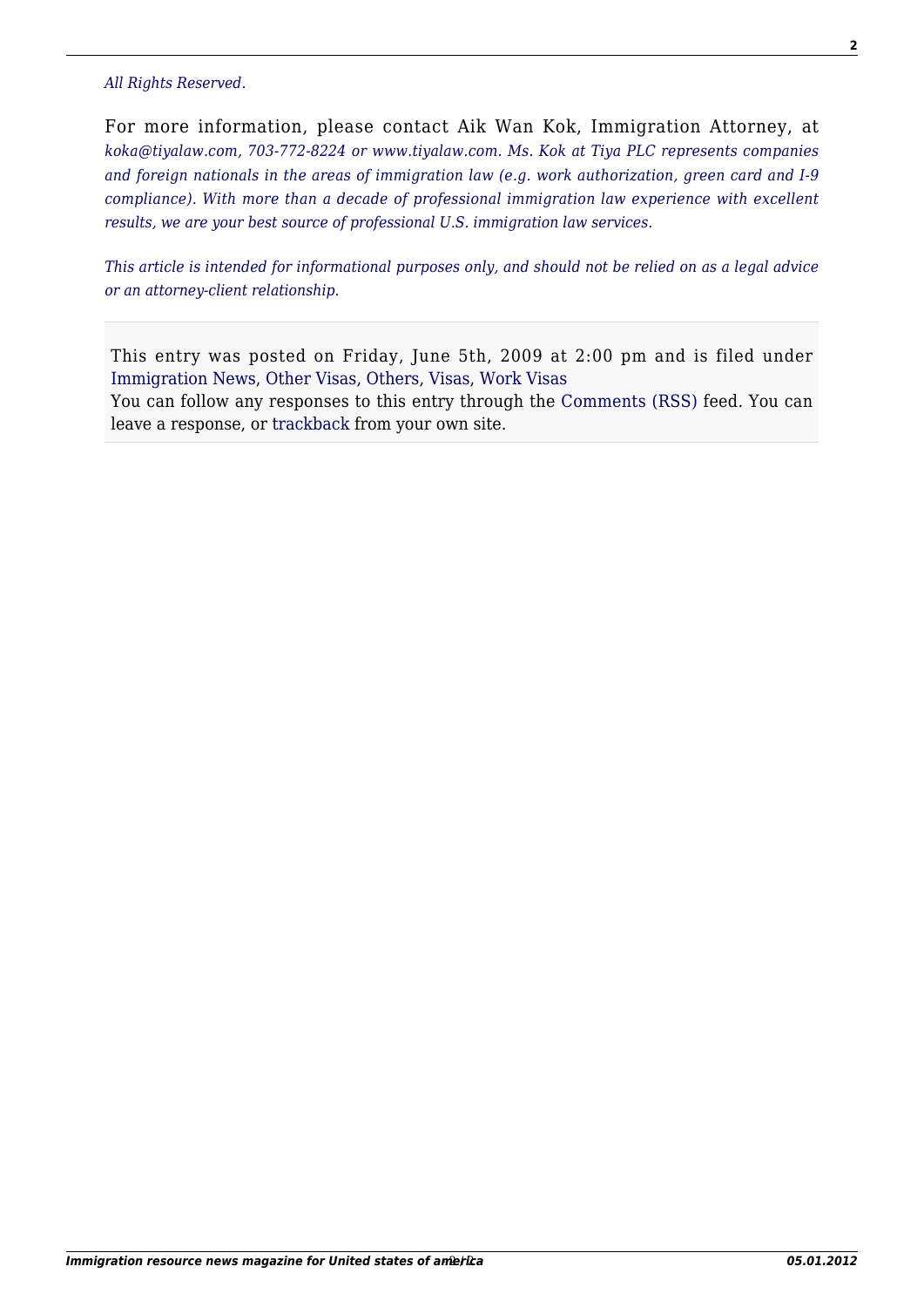*All Rights Reserved.*

For more information, please contact Aik Wan Kok, Immigration Attorney, at *koka@tiyalaw.com, 703-772-8224 or www.tiyalaw.com. Ms. Kok at Tiya PLC represents companies and foreign nationals in the areas of immigration law (e.g. work authorization, green card and I-9 compliance). With more than a decade of professional immigration law experience with excellent results, we are your best source of professional U.S. immigration law services.*

*This article is intended for informational purposes only, and should not be relied on as a legal advice or an attorney-client relationship.*

This entry was posted on Friday, June 5th, 2009 at 2:00 pm and is filed under Immigration News, Other Visas, Others, Visas, Work Visas
You can follow any responses to this entry through the Comments (RSS) feed. You can leave a response, or trackback from your own site.